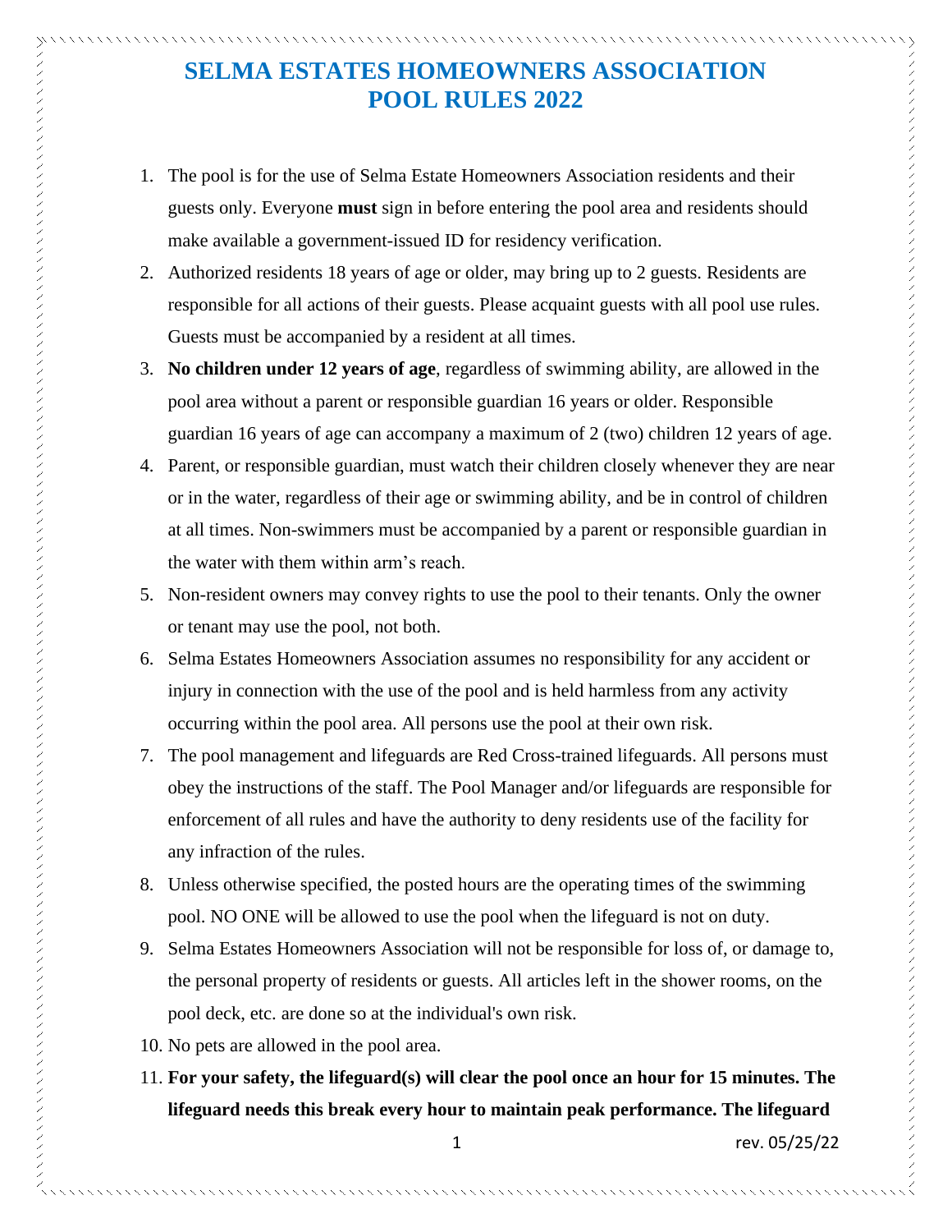# SELMA ESTATES HOMEOWNERS ASSOCIATION POOL RULES 2022

1. The pool is for the use of Selma Estate Homeowners Association residents and their guests only. Everyone **must** sign in before entering the pool area and residents should make available a government-issued ID for residency verification.
2. Authorized residents 18 years of age or older, may bring up to 2 guests. Residents are responsible for all actions of their guests. Please acquaint guests with all pool use rules. Guests must be accompanied by a resident at all times.
3. **No children under 12 years of age**, regardless of swimming ability, are allowed in the pool area without a parent or responsible guardian 16 years or older. Responsible guardian 16 years of age can accompany a maximum of 2 (two) children 12 years of age.
4. Parent, or responsible guardian, must watch their children closely whenever they are near or in the water, regardless of their age or swimming ability, and be in control of children at all times. Non-swimmers must be accompanied by a parent or responsible guardian in the water with them within arm's reach.
5. Non-resident owners may convey rights to use the pool to their tenants. Only the owner or tenant may use the pool, not both.
6. Selma Estates Homeowners Association assumes no responsibility for any accident or injury in connection with the use of the pool and is held harmless from any activity occurring within the pool area. All persons use the pool at their own risk.
7. The pool management and lifeguards are Red Cross-trained lifeguards. All persons must obey the instructions of the staff. The Pool Manager and/or lifeguards are responsible for enforcement of all rules and have the authority to deny residents use of the facility for any infraction of the rules.
8. Unless otherwise specified, the posted hours are the operating times of the swimming pool. NO ONE will be allowed to use the pool when the lifeguard is not on duty.
9. Selma Estates Homeowners Association will not be responsible for loss of, or damage to, the personal property of residents or guests. All articles left in the shower rooms, on the pool deck, etc. are done so at the individual's own risk.
10. No pets are allowed in the pool area.
11. **For your safety, the lifeguard(s) will clear the pool once an hour for 15 minutes. The lifeguard needs this break every hour to maintain peak performance. The lifeguard**

rev. 05/25/22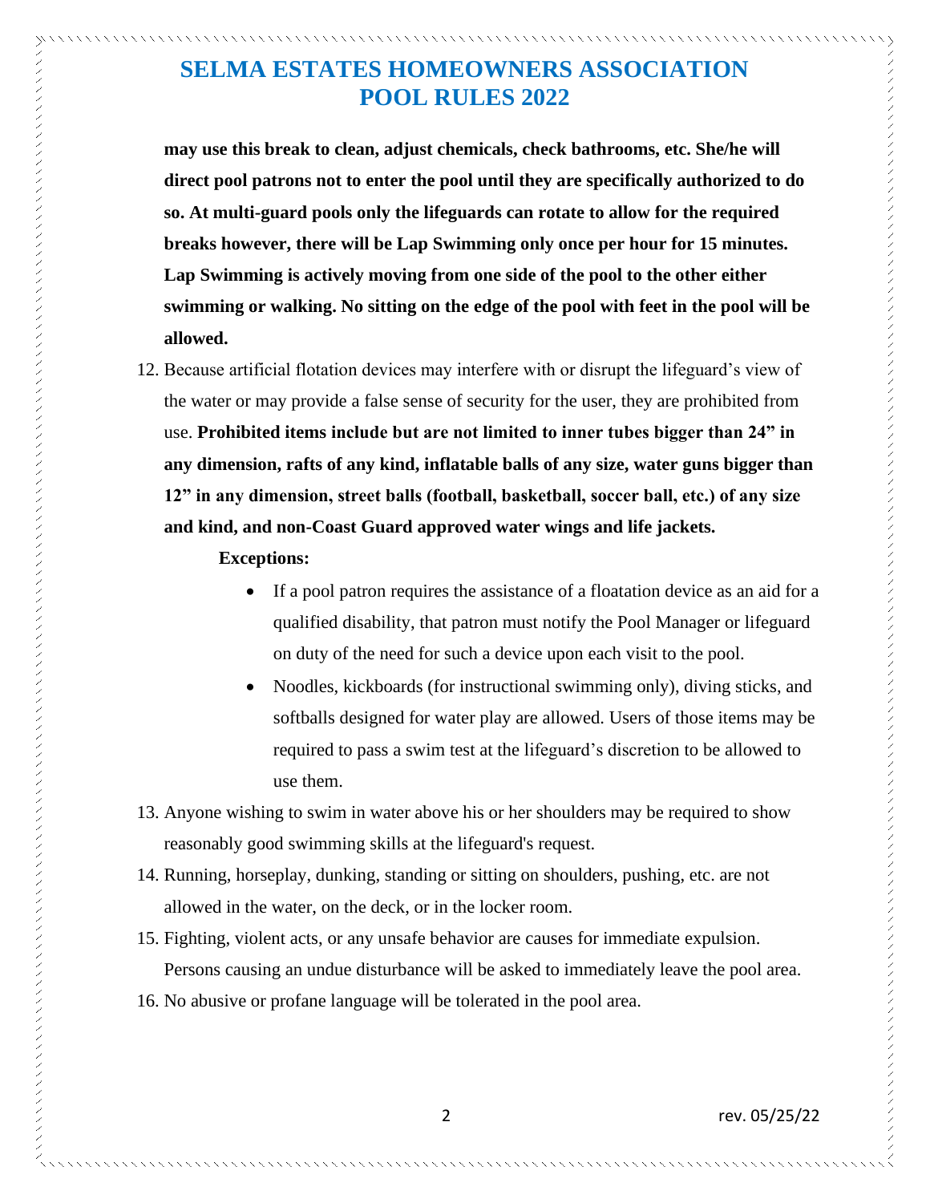**may use this break to clean, adjust chemicals, check bathrooms, etc. She/he will direct pool patrons not to enter the pool until they are specifically authorized to do so. At multi-guard pools only the lifeguards can rotate to allow for the required breaks however, there will be Lap Swimming only once per hour for 15 minutes. Lap Swimming is actively moving from one side of the pool to the other either swimming or walking. No sitting on the edge of the pool with feet in the pool will be allowed.**

12. Because artificial flotation devices may interfere with or disrupt the lifeguard's view of the water or may provide a false sense of security for the user, they are prohibited from use. **Prohibited items include but are not limited to inner tubes bigger than 24" in any dimension, rafts of any kind, inflatable balls of any size, water guns bigger than 12" in any dimension, street balls (football, basketball, soccer ball, etc.) of any size and kind, and non-Coast Guard approved water wings and life jackets.**

    **Exceptions:**

    - If a pool patron requires the assistance of a floatation device as an aid for a qualified disability, that patron must notify the Pool Manager or lifeguard on duty of the need for such a device upon each visit to the pool.
    - Noodles, kickboards (for instructional swimming only), diving sticks, and softballs designed for water play are allowed. Users of those items may be required to pass a swim test at the lifeguard's discretion to be allowed to use them.

13. Anyone wishing to swim in water above his or her shoulders may be required to show reasonably good swimming skills at the lifeguard's request.
14. Running, horseplay, dunking, standing or sitting on shoulders, pushing, etc. are not allowed in the water, on the deck, or in the locker room.
15. Fighting, violent acts, or any unsafe behavior are causes for immediate expulsion. Persons causing an undue disturbance will be asked to immediately leave the pool area.
16. No abusive or profane language will be tolerated in the pool area.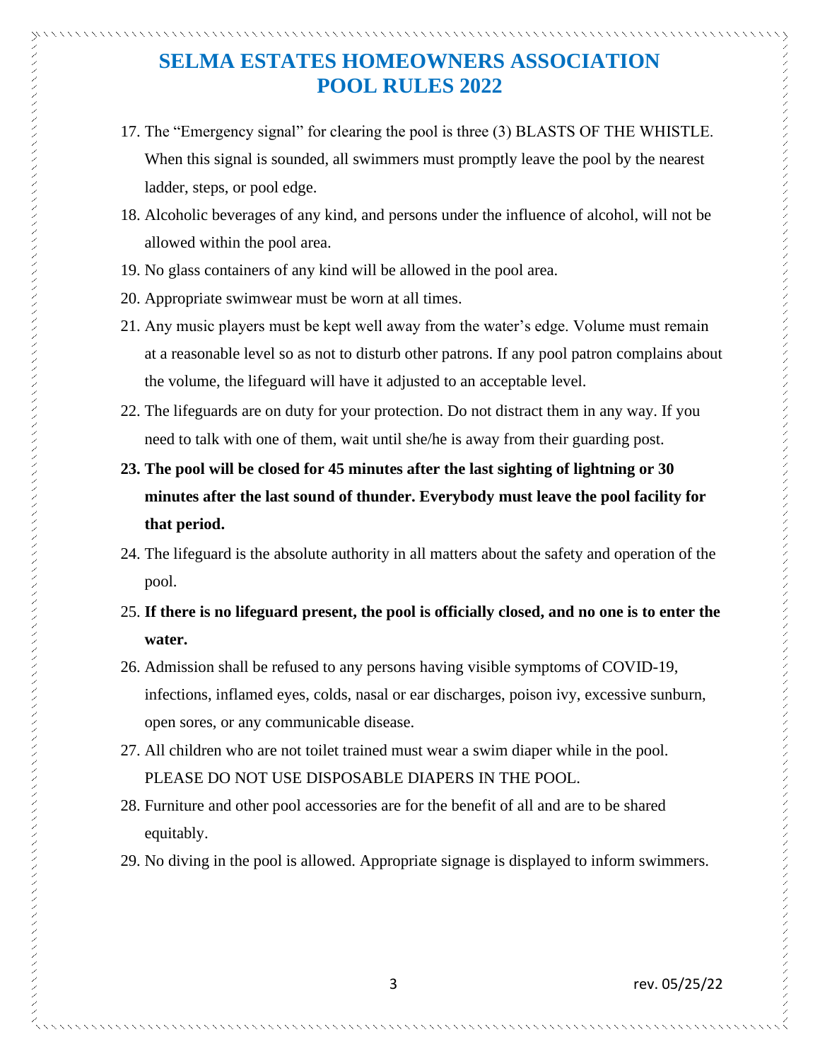# SELMA ESTATES HOMEOWNERS ASSOCIATION
# POOL RULES 2022

17. The "Emergency signal" for clearing the pool is three (3) BLASTS OF THE WHISTLE. When this signal is sounded, all swimmers must promptly leave the pool by the nearest ladder, steps, or pool edge.
18. Alcoholic beverages of any kind, and persons under the influence of alcohol, will not be allowed within the pool area.
19. No glass containers of any kind will be allowed in the pool area.
20. Appropriate swimwear must be worn at all times.
21. Any music players must be kept well away from the water's edge. Volume must remain at a reasonable level so as not to disturb other patrons. If any pool patron complains about the volume, the lifeguard will have it adjusted to an acceptable level.
22. The lifeguards are on duty for your protection. Do not distract them in any way. If you need to talk with one of them, wait until she/he is away from their guarding post.
23. **The pool will be closed for 45 minutes after the last sighting of lightning or 30 minutes after the last sound of thunder. Everybody must leave the pool facility for that period.**
24. The lifeguard is the absolute authority in all matters about the safety and operation of the pool.
25. **If there is no lifeguard present, the pool is officially closed, and no one is to enter the water.**
26. Admission shall be refused to any persons having visible symptoms of COVID-19, infections, inflamed eyes, colds, nasal or ear discharges, poison ivy, excessive sunburn, open sores, or any communicable disease.
27. All children who are not toilet trained must wear a swim diaper while in the pool. PLEASE DO NOT USE DISPOSABLE DIAPERS IN THE POOL.
28. Furniture and other pool accessories are for the benefit of all and are to be shared equitably.
29. No diving in the pool is allowed. Appropriate signage is displayed to inform swimmers.

rev. 05/25/22